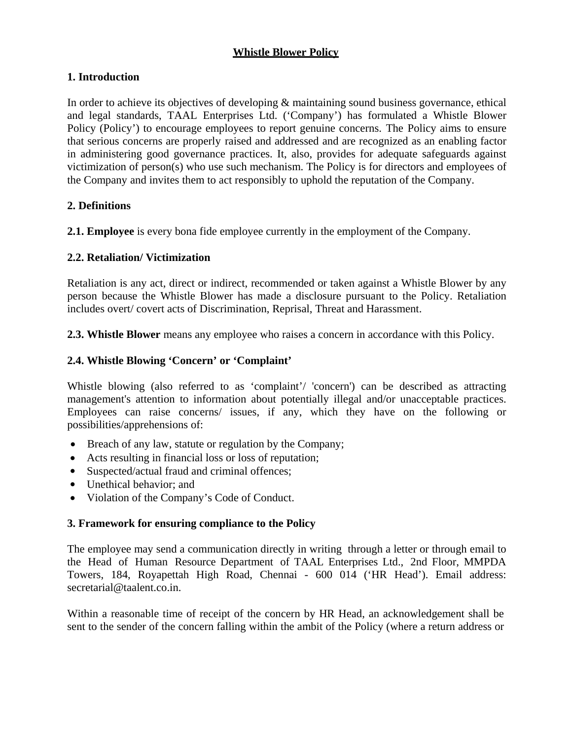# Whistle Blower Policy

## 1. Introduction

In order to achieve its objectives of developing & maintaining sound business governance, ethical and legal standards, TAAL Enterprises Ltd. ('Company') has formulated a Whistle Blower Policy (Policy') to encourage employees to report genuine concerns. The Policy aims to ensure that serious concerns are properly raised and addressed and are recognized as an enabling factor in administering good governance practices. It, also, provides for adequate safeguards against victimization of person(s) who use such mechanism. The Policy is for directors and employees of the Company and invites them to act responsibly to uphold the reputation of the Company.

## 2. Definitions

**2.1. Employee** is every bona fide employee currently in the employment of the Company.

**2.2. Retaliation/ Victimization**

Retaliation is any act, direct or indirect, recommended or taken against a Whistle Blower by any person because the Whistle Blower has made a disclosure pursuant to the Policy. Retaliation includes overt/ covert acts of Discrimination, Reprisal, Threat and Harassment.

**2.3. Whistle Blower** means any employee who raises a concern in accordance with this Policy.

**2.4. Whistle Blowing 'Concern' or 'Complaint'**

Whistle blowing (also referred to as 'complaint'/ 'concern') can be described as attracting management's attention to information about potentially illegal and/or unacceptable practices. Employees can raise concerns/ issues, if any, which they have on the following or possibilities/apprehensions of:

- Breach of any law, statute or regulation by the Company;
- Acts resulting in financial loss or loss of reputation;
- Suspected/actual fraud and criminal offences;
- Unethical behavior; and
- Violation of the Company's Code of Conduct.

## 3. Framework for ensuring compliance to the Policy

The employee may send a communication directly in writing through a letter or through email to the Head of Human Resource Department of TAAL Enterprises Ltd., 2nd Floor, MMPDA Towers, 184, Royapettah High Road, Chennai - 600 014 ('HR Head'). Email address: secretarial@taalent.co.in.

Within a reasonable time of receipt of the concern by HR Head, an acknowledgement shall be sent to the sender of the concern falling within the ambit of the Policy (where a return address or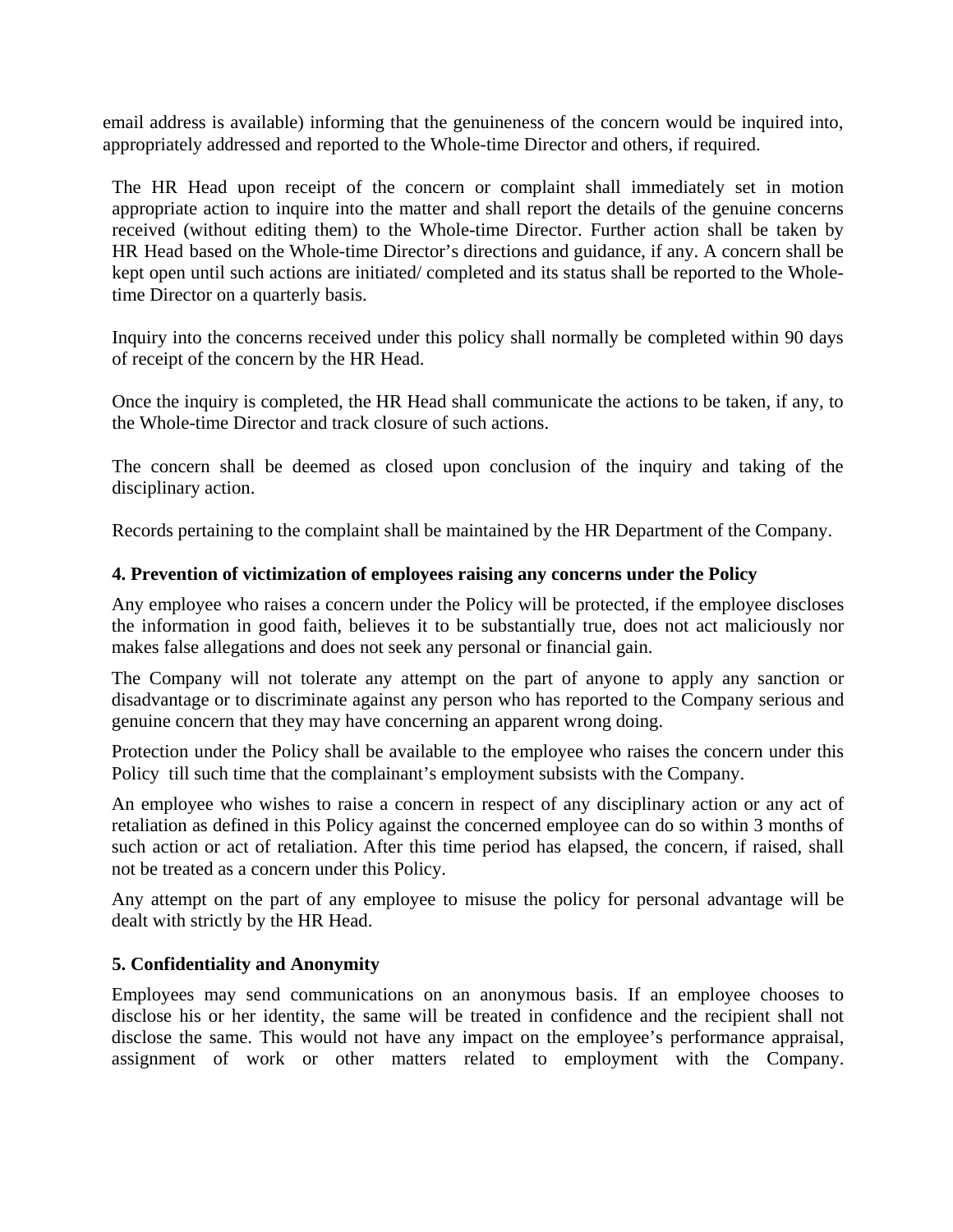email address is available) informing that the genuineness of the concern would be inquired into, appropriately addressed and reported to the Whole-time Director and others, if required.

The HR Head upon receipt of the concern or complaint shall immediately set in motion appropriate action to inquire into the matter and shall report the details of the genuine concerns received (without editing them) to the Whole-time Director. Further action shall be taken by HR Head based on the Whole-time Director's directions and guidance, if any. A concern shall be kept open until such actions are initiated/ completed and its status shall be reported to the Whole-time Director on a quarterly basis.

Inquiry into the concerns received under this policy shall normally be completed within 90 days of receipt of the concern by the HR Head.

Once the inquiry is completed, the HR Head shall communicate the actions to be taken, if any, to the Whole-time Director and track closure of such actions.

The concern shall be deemed as closed upon conclusion of the inquiry and taking of the disciplinary action.

Records pertaining to the complaint shall be maintained by the HR Department of the Company.

**4. Prevention of victimization of employees raising any concerns under the Policy**

Any employee who raises a concern under the Policy will be protected, if the employee discloses the information in good faith, believes it to be substantially true, does not act maliciously nor makes false allegations and does not seek any personal or financial gain.

The Company will not tolerate any attempt on the part of anyone to apply any sanction or disadvantage or to discriminate against any person who has reported to the Company serious and genuine concern that they may have concerning an apparent wrong doing.

Protection under the Policy shall be available to the employee who raises the concern under this Policy till such time that the complainant's employment subsists with the Company.

An employee who wishes to raise a concern in respect of any disciplinary action or any act of retaliation as defined in this Policy against the concerned employee can do so within 3 months of such action or act of retaliation. After this time period has elapsed, the concern, if raised, shall not be treated as a concern under this Policy.

Any attempt on the part of any employee to misuse the policy for personal advantage will be dealt with strictly by the HR Head.

**5. Confidentiality and Anonymity**

Employees may send communications on an anonymous basis. If an employee chooses to disclose his or her identity, the same will be treated in confidence and the recipient shall not disclose the same. This would not have any impact on the employee's performance appraisal, assignment of work or other matters related to employment with the Company.